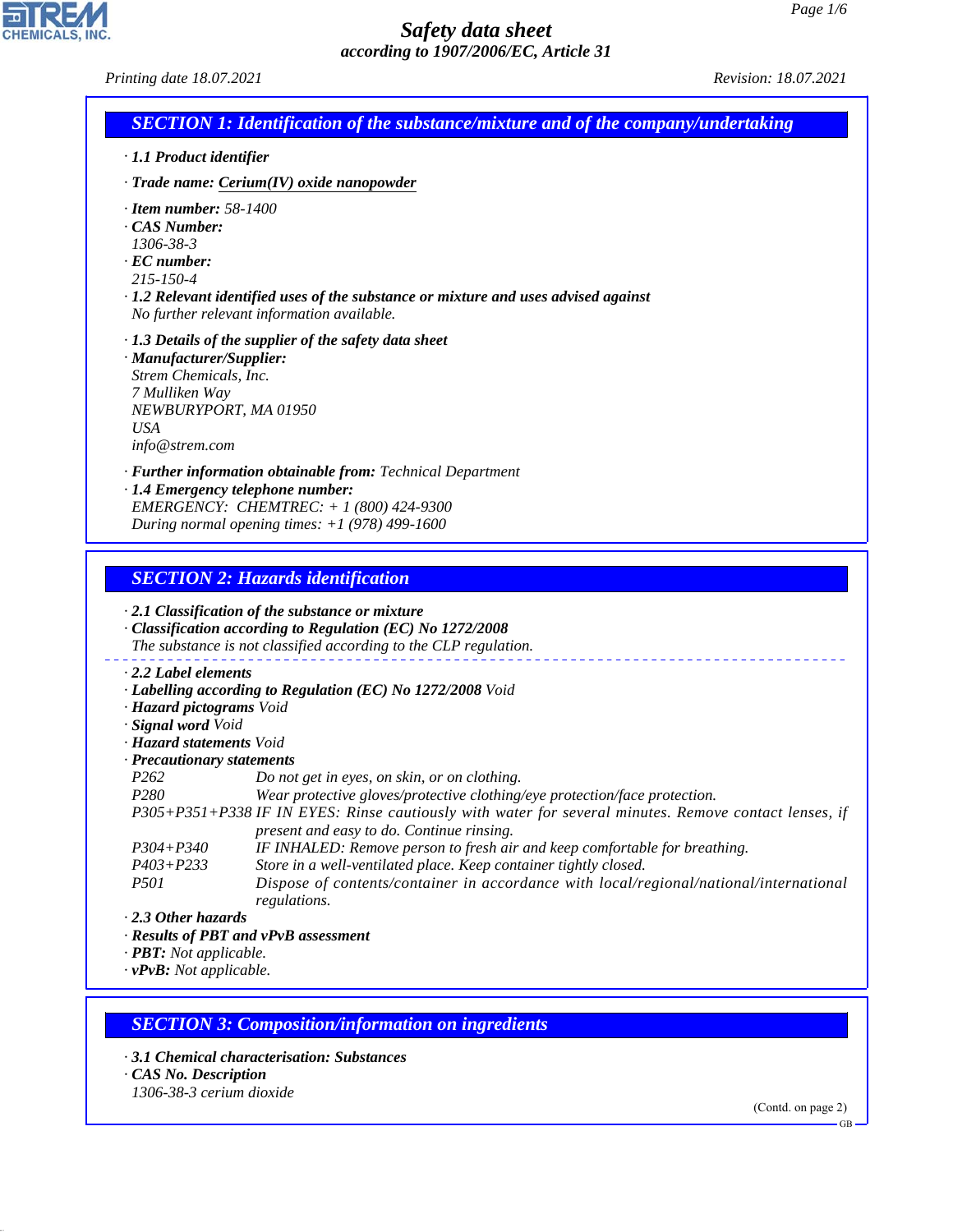# Safety data sheet

*according to 1907/2006/EC, Article 31*

*Printing date 18.07.2021* *Revision: 18.07.2021*

## SECTION 1: Identification of the substance/mixture and of the company/undertaking

· **1.1 Product identifier**

· **Trade name: Cerium(IV) oxide nanopowder**

· **Item number:** 58-1400
· **CAS Number:**
1306-38-3
· **EC number:**
215-150-4
· **1.2 Relevant identified uses of the substance or mixture and uses advised against**
No further relevant information available.

· **1.3 Details of the supplier of the safety data sheet**
· **Manufacturer/Supplier:**
Strem Chemicals, Inc.
7 Mulliken Way
NEWBURYPORT, MA 01950
USA
info@strem.com

· **Further information obtainable from:** Technical Department
· **1.4 Emergency telephone number:**
EMERGENCY: CHEMTREC: + 1 (800) 424-9300
During normal opening times: +1 (978) 499-1600

## SECTION 2: Hazards identification

· **2.1 Classification of the substance or mixture**
· **Classification according to Regulation (EC) No 1272/2008**
The substance is not classified according to the CLP regulation.

· **2.2 Label elements**
· **Labelling according to Regulation (EC) No 1272/2008** Void
· **Hazard pictograms** Void
· **Signal word** Void
· **Hazard statements** Void
· **Precautionary statements**

| | |
|---|---|
| P262 | Do not get in eyes, on skin, or on clothing. |
| P280 | Wear protective gloves/protective clothing/eye protection/face protection. |
| P305+P351+P338 | IF IN EYES: Rinse cautiously with water for several minutes. Remove contact lenses, if present and easy to do. Continue rinsing. |
| P304+P340 | IF INHALED: Remove person to fresh air and keep comfortable for breathing. |
| P403+P233 | Store in a well-ventilated place. Keep container tightly closed. |
| P501 | Dispose of contents/container in accordance with local/regional/national/international regulations. |

· **2.3 Other hazards**
· **Results of PBT and vPvB assessment**
· **PBT:** Not applicable.
· **vPvB:** Not applicable.

## SECTION 3: Composition/information on ingredients

· **3.1 Chemical characterisation: Substances**
· **CAS No. Description**
1306-38-3 cerium dioxide

(Contd. on page 2)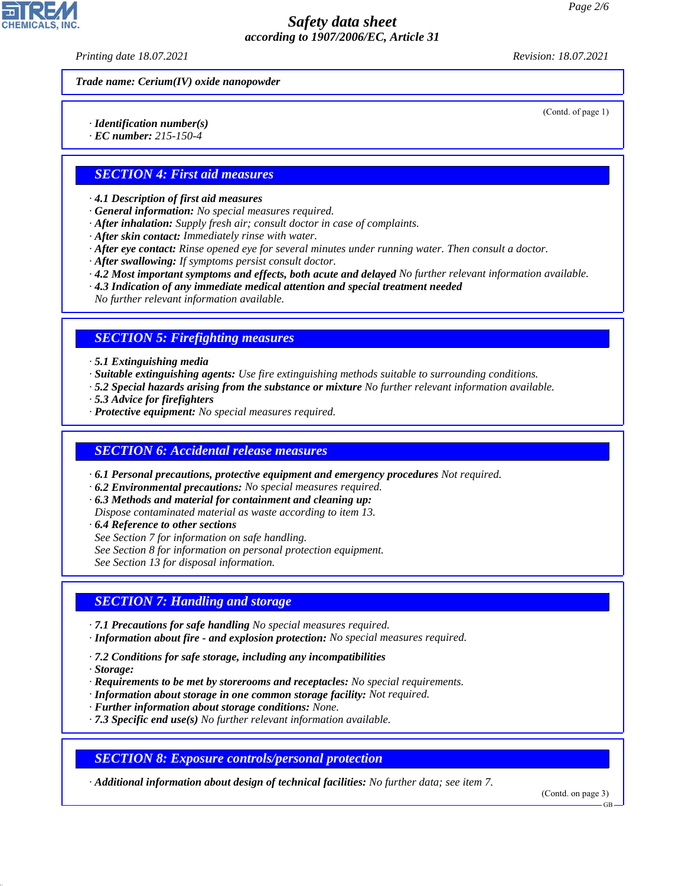**Trade name: Cerium(IV) oxide nanopowder**

(Contd. of page 1)

· **Identification number(s)**
· **EC number:** 215-150-4

## SECTION 4: First aid measures

· **4.1 Description of first aid measures**
· **General information:** No special measures required.
· **After inhalation:** Supply fresh air; consult doctor in case of complaints.
· **After skin contact:** Immediately rinse with water.
· **After eye contact:** Rinse opened eye for several minutes under running water. Then consult a doctor.
· **After swallowing:** If symptoms persist consult doctor.
· **4.2 Most important symptoms and effects, both acute and delayed** No further relevant information available.
· **4.3 Indication of any immediate medical attention and special treatment needed**
No further relevant information available.

## SECTION 5: Firefighting measures

· **5.1 Extinguishing media**
· **Suitable extinguishing agents:** Use fire extinguishing methods suitable to surrounding conditions.
· **5.2 Special hazards arising from the substance or mixture** No further relevant information available.
· **5.3 Advice for firefighters**
· **Protective equipment:** No special measures required.

## SECTION 6: Accidental release measures

· **6.1 Personal precautions, protective equipment and emergency procedures** Not required.
· **6.2 Environmental precautions:** No special measures required.
· **6.3 Methods and material for containment and cleaning up:**
Dispose contaminated material as waste according to item 13.
· **6.4 Reference to other sections**
See Section 7 for information on safe handling.
See Section 8 for information on personal protection equipment.
See Section 13 for disposal information.

## SECTION 7: Handling and storage

· **7.1 Precautions for safe handling** No special measures required.
· **Information about fire - and explosion protection:** No special measures required.

· **7.2 Conditions for safe storage, including any incompatibilities**
· **Storage:**
· **Requirements to be met by storerooms and receptacles:** No special requirements.
· **Information about storage in one common storage facility:** Not required.
· **Further information about storage conditions:** None.
· **7.3 Specific end use(s)** No further relevant information available.

## SECTION 8: Exposure controls/personal protection

· **Additional information about design of technical facilities:** No further data; see item 7.

(Contd. on page 3)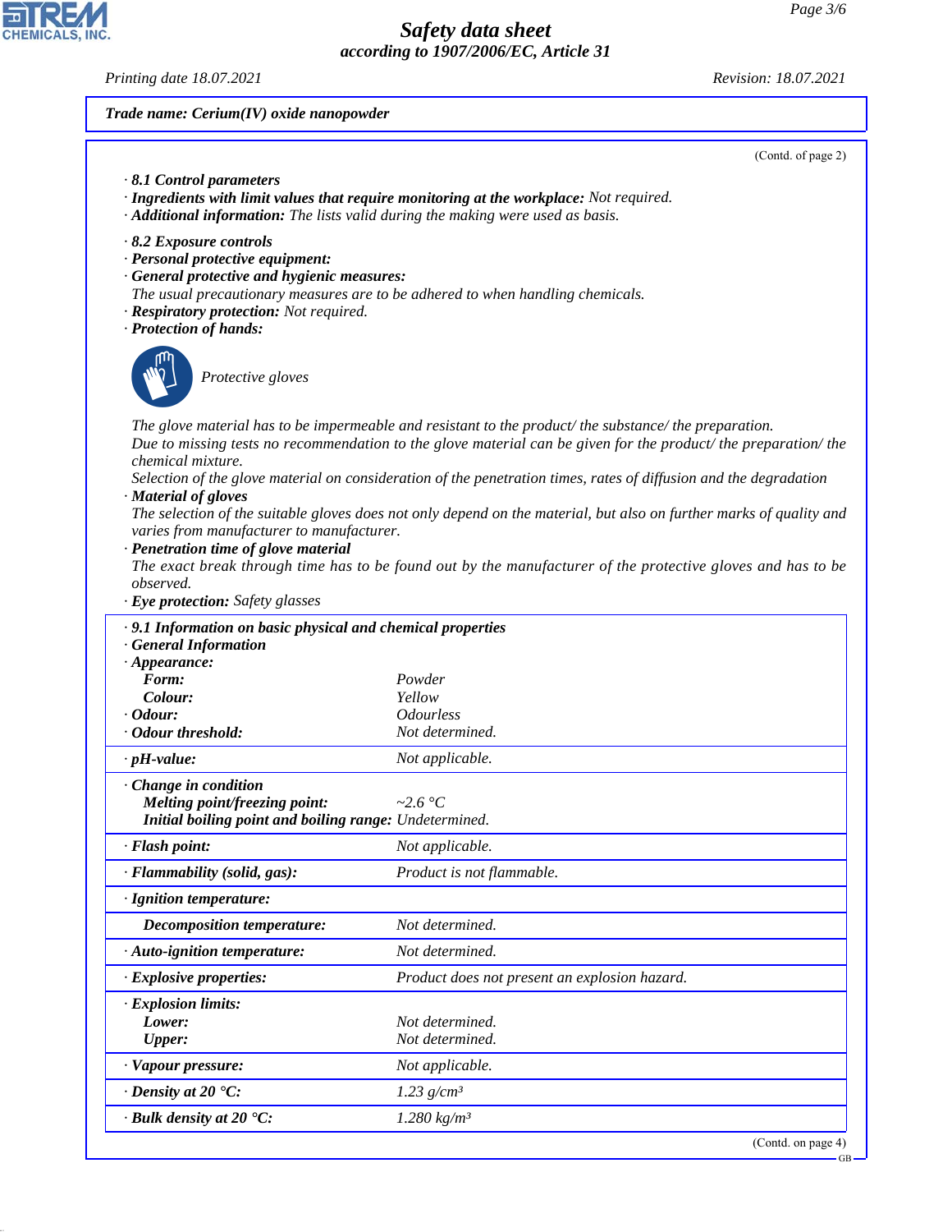**Trade name: Cerium(IV) oxide nanopowder**

(Contd. of page 2)

· **8.1 Control parameters**
· **Ingredients with limit values that require monitoring at the workplace:** Not required.
· **Additional information:** The lists valid during the making were used as basis.

· **8.2 Exposure controls**
· **Personal protective equipment:**
· **General protective and hygienic measures:**
The usual precautionary measures are to be adhered to when handling chemicals.
· **Respiratory protection:** Not required.
· **Protection of hands:**

Protective gloves

The glove material has to be impermeable and resistant to the product/ the substance/ the preparation.
Due to missing tests no recommendation to the glove material can be given for the product/ the preparation/ the chemical mixture.
Selection of the glove material on consideration of the penetration times, rates of diffusion and the degradation
· **Material of gloves**
The selection of the suitable gloves does not only depend on the material, but also on further marks of quality and varies from manufacturer to manufacturer.
· **Penetration time of glove material**
The exact break through time has to be found out by the manufacturer of the protective gloves and has to be observed.
· **Eye protection:** Safety glasses

· **9.1 Information on basic physical and chemical properties**
· **General Information**

| | |
|---|---|
| · **Appearance:** | |
| **Form:** | Powder |
| **Colour:** | Yellow |
| · **Odour:** | Odourless |
| · **Odour threshold:** | Not determined. |
| · **pH-value:** | Not applicable. |
| · **Change in condition** | |
| **Melting point/freezing point:** | ~2.6 °C |
| **Initial boiling point and boiling range:** | Undetermined. |
| · **Flash point:** | Not applicable. |
| · **Flammability (solid, gas):** | Product is not flammable. |
| · **Ignition temperature:** | |
| **Decomposition temperature:** | Not determined. |
| · **Auto-ignition temperature:** | Not determined. |
| · **Explosive properties:** | Product does not present an explosion hazard. |
| · **Explosion limits:** | |
| **Lower:** | Not determined. |
| **Upper:** | Not determined. |
| · **Vapour pressure:** | Not applicable. |
| · **Density at 20 °C:** | 1.23 g/cm³ |
| · **Bulk density at 20 °C:** | 1.280 kg/m³ |

(Contd. on page 4)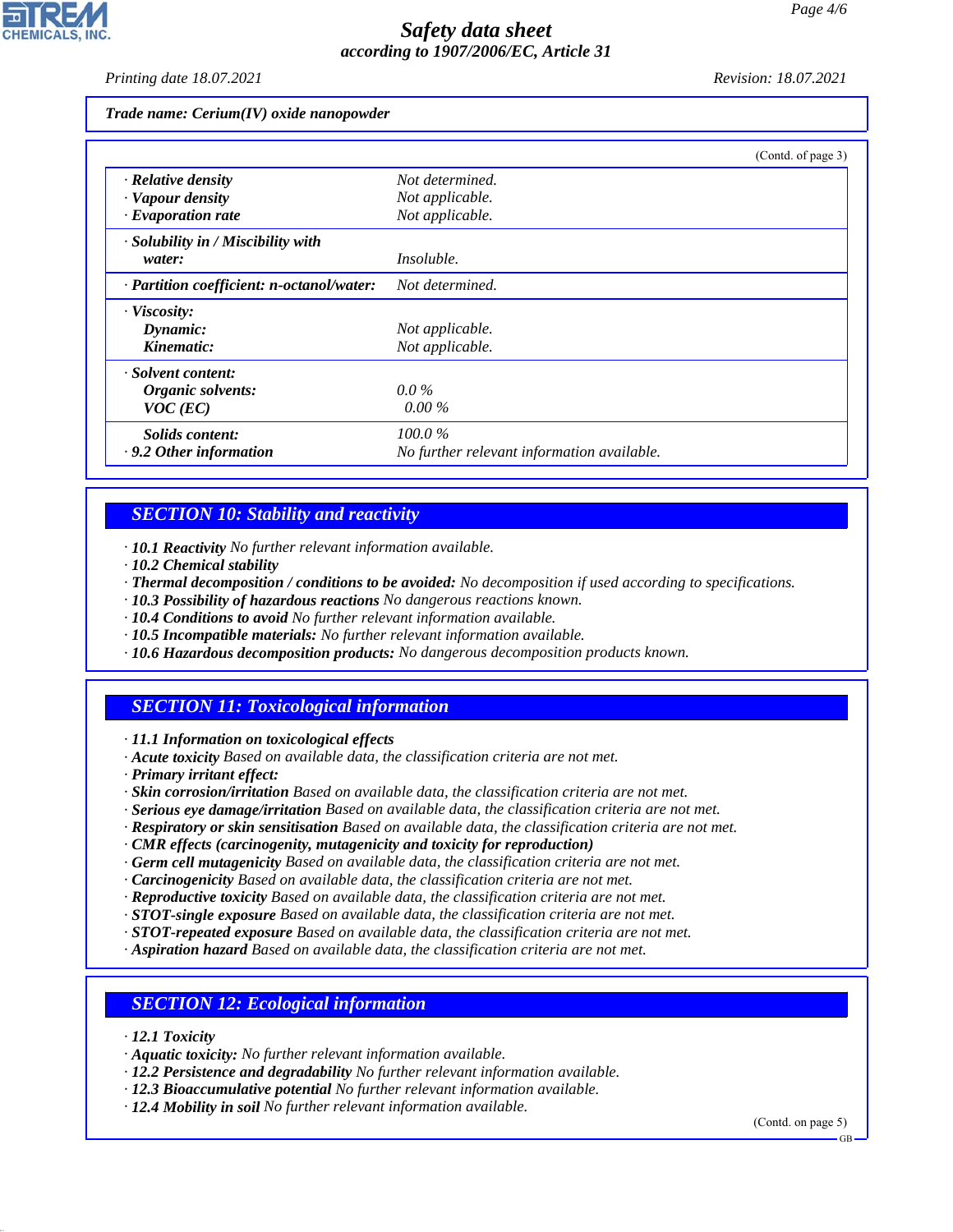**Trade name: Cerium(IV) oxide nanopowder**

(Contd. of page 3)

| | |
|---|---|
| · **Relative density** | Not determined. |
| · **Vapour density** | Not applicable. |
| · **Evaporation rate** | Not applicable. |
| · **Solubility in / Miscibility with water:** | Insoluble. |
| · **Partition coefficient: n-octanol/water:** | Not determined. |
| · **Viscosity:** | |
| **Dynamic:** | Not applicable. |
| **Kinematic:** | Not applicable. |
| · **Solvent content:** | |
| **Organic solvents:** | 0.0 % |
| **VOC (EC)** | 0.00 % |
| **Solids content:** | 100.0 % |
| · **9.2 Other information** | No further relevant information available. |

## SECTION 10: Stability and reactivity

- · **10.1 Reactivity** No further relevant information available.
- · **10.2 Chemical stability**
- · **Thermal decomposition / conditions to be avoided:** No decomposition if used according to specifications.
- · **10.3 Possibility of hazardous reactions** No dangerous reactions known.
- · **10.4 Conditions to avoid** No further relevant information available.
- · **10.5 Incompatible materials:** No further relevant information available.
- · **10.6 Hazardous decomposition products:** No dangerous decomposition products known.

## SECTION 11: Toxicological information

- · **11.1 Information on toxicological effects**
- · **Acute toxicity** Based on available data, the classification criteria are not met.
- · **Primary irritant effect:**
- · **Skin corrosion/irritation** Based on available data, the classification criteria are not met.
- · **Serious eye damage/irritation** Based on available data, the classification criteria are not met.
- · **Respiratory or skin sensitisation** Based on available data, the classification criteria are not met.
- · **CMR effects (carcinogenity, mutagenicity and toxicity for reproduction)**
- · **Germ cell mutagenicity** Based on available data, the classification criteria are not met.
- · **Carcinogenicity** Based on available data, the classification criteria are not met.
- · **Reproductive toxicity** Based on available data, the classification criteria are not met.
- · **STOT-single exposure** Based on available data, the classification criteria are not met.
- · **STOT-repeated exposure** Based on available data, the classification criteria are not met.
- · **Aspiration hazard** Based on available data, the classification criteria are not met.

## SECTION 12: Ecological information

- · **12.1 Toxicity**
- · **Aquatic toxicity:** No further relevant information available.
- · **12.2 Persistence and degradability** No further relevant information available.
- · **12.3 Bioaccumulative potential** No further relevant information available.
- · **12.4 Mobility in soil** No further relevant information available.

(Contd. on page 5)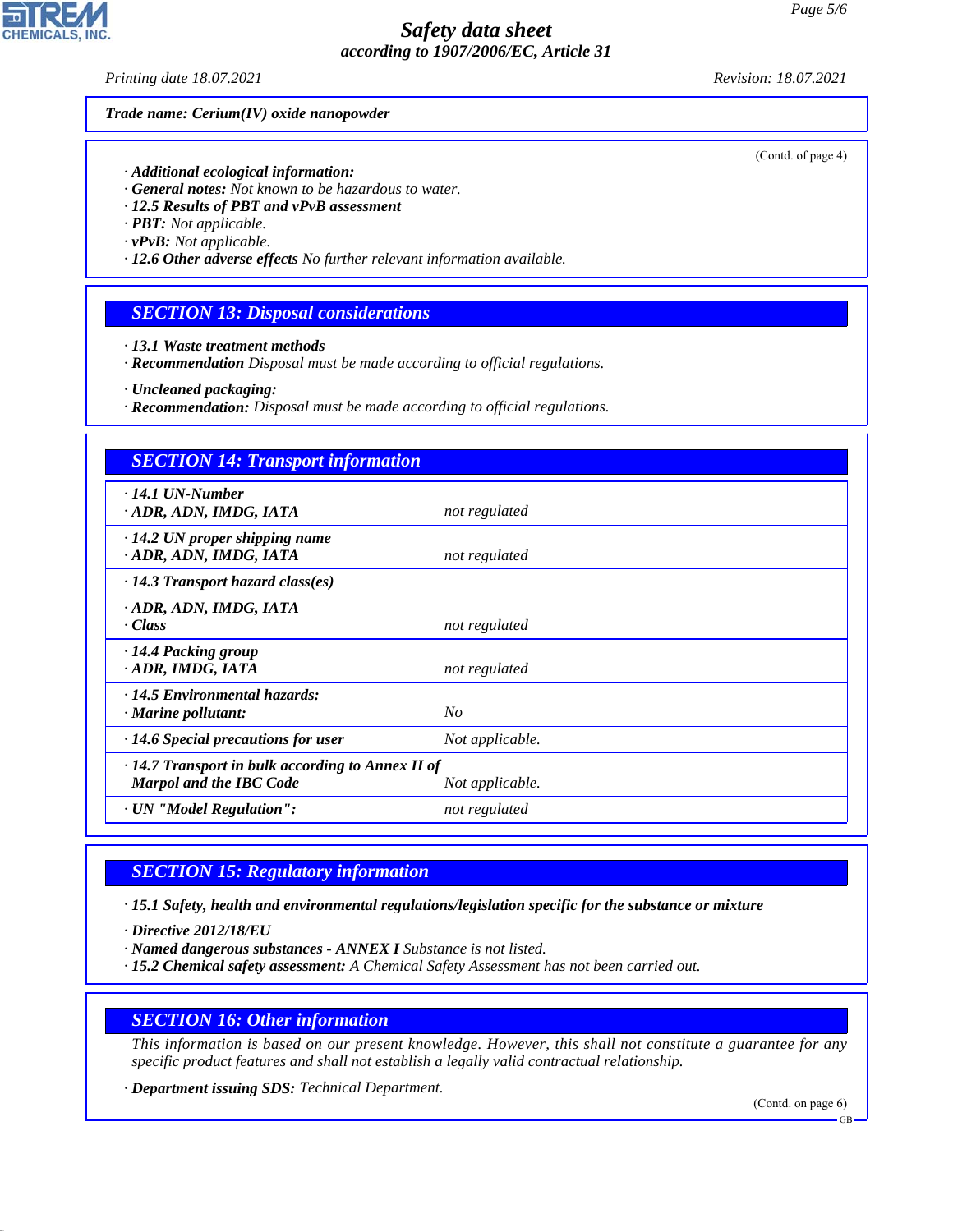Trade name: Cerium(IV) oxide nanopowder

(Contd. of page 4)

- **Additional ecological information:**
- **General notes:** Not known to be hazardous to water.
- **12.5 Results of PBT and vPvB assessment**
- **PBT:** Not applicable.
- **vPvB:** Not applicable.
- **12.6 Other adverse effects** No further relevant information available.

## SECTION 13: Disposal considerations

- **13.1 Waste treatment methods**
- **Recommendation** Disposal must be made according to official regulations.

- **Uncleaned packaging:**
- **Recommendation:** Disposal must be made according to official regulations.

## SECTION 14: Transport information

| | |
|---|---|
| **14.1 UN-Number**<br>**ADR, ADN, IMDG, IATA** | not regulated |
| **14.2 UN proper shipping name**<br>**ADR, ADN, IMDG, IATA** | not regulated |
| **14.3 Transport hazard class(es)**<br>**ADR, ADN, IMDG, IATA**<br>**Class** | not regulated |
| **14.4 Packing group**<br>**ADR, IMDG, IATA** | not regulated |
| **14.5 Environmental hazards:**<br>**Marine pollutant:** | No |
| **14.6 Special precautions for user** | Not applicable. |
| **14.7 Transport in bulk according to Annex II of Marpol and the IBC Code** | Not applicable. |
| **UN "Model Regulation":** | not regulated |

## SECTION 15: Regulatory information

- **15.1 Safety, health and environmental regulations/legislation specific for the substance or mixture**

- **Directive 2012/18/EU**
- **Named dangerous substances - ANNEX I** Substance is not listed.
- **15.2 Chemical safety assessment:** A Chemical Safety Assessment has not been carried out.

## SECTION 16: Other information

This information is based on our present knowledge. However, this shall not constitute a guarantee for any specific product features and shall not establish a legally valid contractual relationship.

- **Department issuing SDS:** Technical Department.

(Contd. on page 6)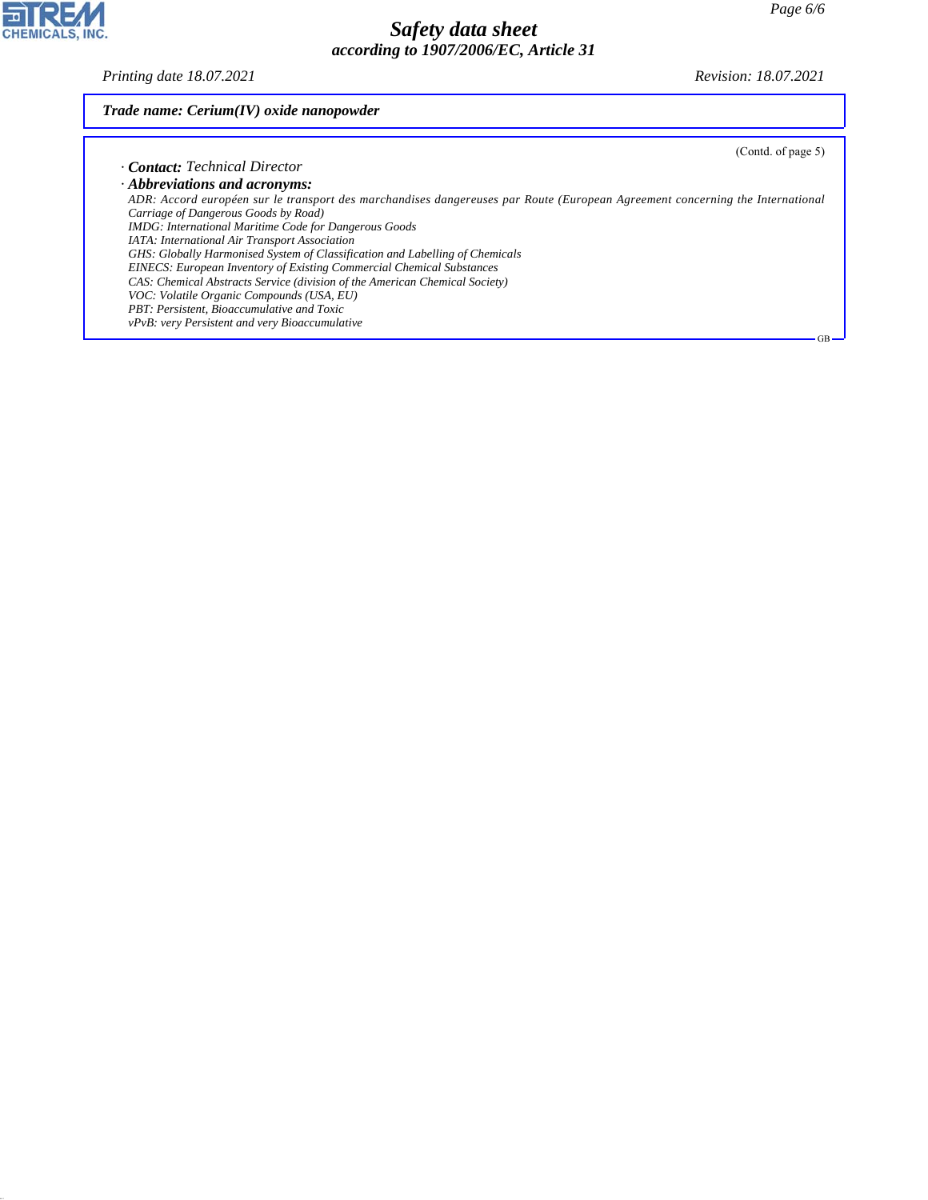**Trade name: Cerium(IV) oxide nanopowder**

(Contd. of page 5)

· **Contact:** Technical Director

· ***Abbreviations and acronyms:***

*ADR: Accord européen sur le transport des marchandises dangereuses par Route (European Agreement concerning the International Carriage of Dangerous Goods by Road)*
*IMDG: International Maritime Code for Dangerous Goods*
*IATA: International Air Transport Association*
*GHS: Globally Harmonised System of Classification and Labelling of Chemicals*
*EINECS: European Inventory of Existing Commercial Chemical Substances*
*CAS: Chemical Abstracts Service (division of the American Chemical Society)*
*VOC: Volatile Organic Compounds (USA, EU)*
*PBT: Persistent, Bioaccumulative and Toxic*
*vPvB: very Persistent and very Bioaccumulative*

GB